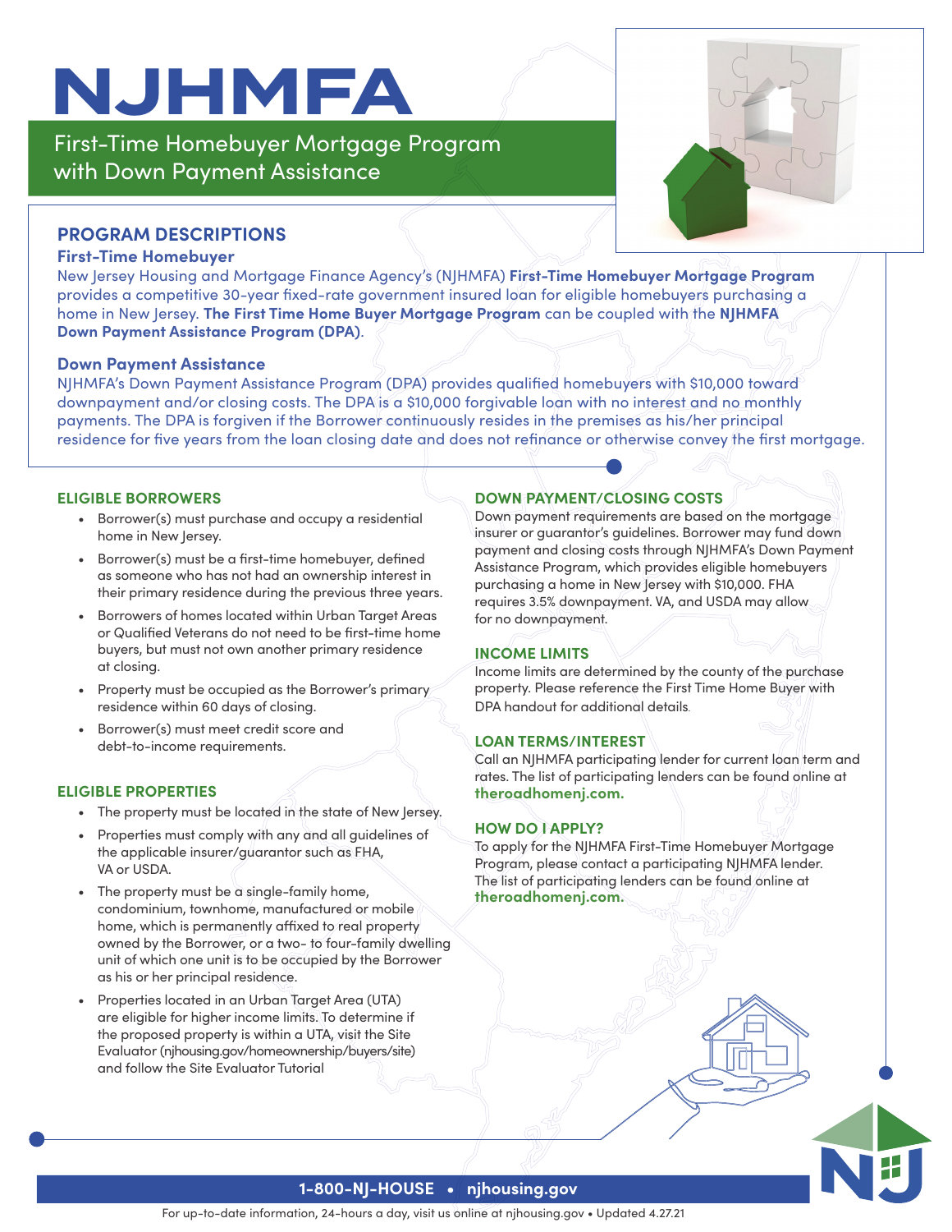# NJHMFA

## First-Time Homebuyer Mortgage Program with Down Payment Assistance

## PROGRAM DESCRIPTIONS

### First-Time Homebuyer

New Jersey Housing and Mortgage Finance Agency's (NJHMFA) **First-Time Homebuyer Mortgage Program** provides a competitive 30-year fixed-rate government insured loan for eligible homebuyers purchasing a home in New Jersey. **The First Time Home Buyer Mortgage Program** can be coupled with the **NJHMFA Down Payment Assistance Program (DPA)**.

### Down Payment Assistance

NJHMFA's Down Payment Assistance Program (DPA) provides qualified homebuyers with $10,000 toward downpayment and/or closing costs. The DPA is a $10,000 forgivable loan with no interest and no monthly payments. The DPA is forgiven if the Borrower continuously resides in the premises as his/her principal residence for five years from the loan closing date and does not refinance or otherwise convey the first mortgage.

### ELIGIBLE BORROWERS

- Borrower(s) must purchase and occupy a residential home in New Jersey.
- Borrower(s) must be a first-time homebuyer, defined as someone who has not had an ownership interest in their primary residence during the previous three years.
- Borrowers of homes located within Urban Target Areas or Qualified Veterans do not need to be first-time home buyers, but must not own another primary residence at closing.
- Property must be occupied as the Borrower's primary residence within 60 days of closing.
- Borrower(s) must meet credit score and debt-to-income requirements.

### ELIGIBLE PROPERTIES

- The property must be located in the state of New Jersey.
- Properties must comply with any and all guidelines of the applicable insurer/guarantor such as FHA, VA or USDA.
- The property must be a single-family home, condominium, townhome, manufactured or mobile home, which is permanently affixed to real property owned by the Borrower, or a two- to four-family dwelling unit of which one unit is to be occupied by the Borrower as his or her principal residence.
- Properties located in an Urban Target Area (UTA) are eligible for higher income limits. To determine if the proposed property is within a UTA, visit the Site Evaluator (njhousing.gov/homeownership/buyers/site) and follow the Site Evaluator Tutorial

### DOWN PAYMENT/CLOSING COSTS

Down payment requirements are based on the mortgage insurer or guarantor's guidelines. Borrower may fund down payment and closing costs through NJHMFA's Down Payment Assistance Program, which provides eligible homebuyers purchasing a home in New Jersey with $10,000. FHA requires 3.5% downpayment. VA, and USDA may allow for no downpayment.

### INCOME LIMITS

Income limits are determined by the county of the purchase property. Please reference the First Time Home Buyer with DPA handout for additional details.

### LOAN TERMS/INTEREST

Call an NJHMFA participating lender for current loan term and rates. The list of participating lenders can be found online at **theroadhomenj.com.**

### HOW DO I APPLY?

To apply for the NJHMFA First-Time Homebuyer Mortgage Program, please contact a participating NJHMFA lender. The list of participating lenders can be found online at **theroadhomenj.com.**

**1-800-NJ-HOUSE • njhousing.gov**

For up-to-date information, 24-hours a day, visit us online at njhousing.gov • Updated 4.27.21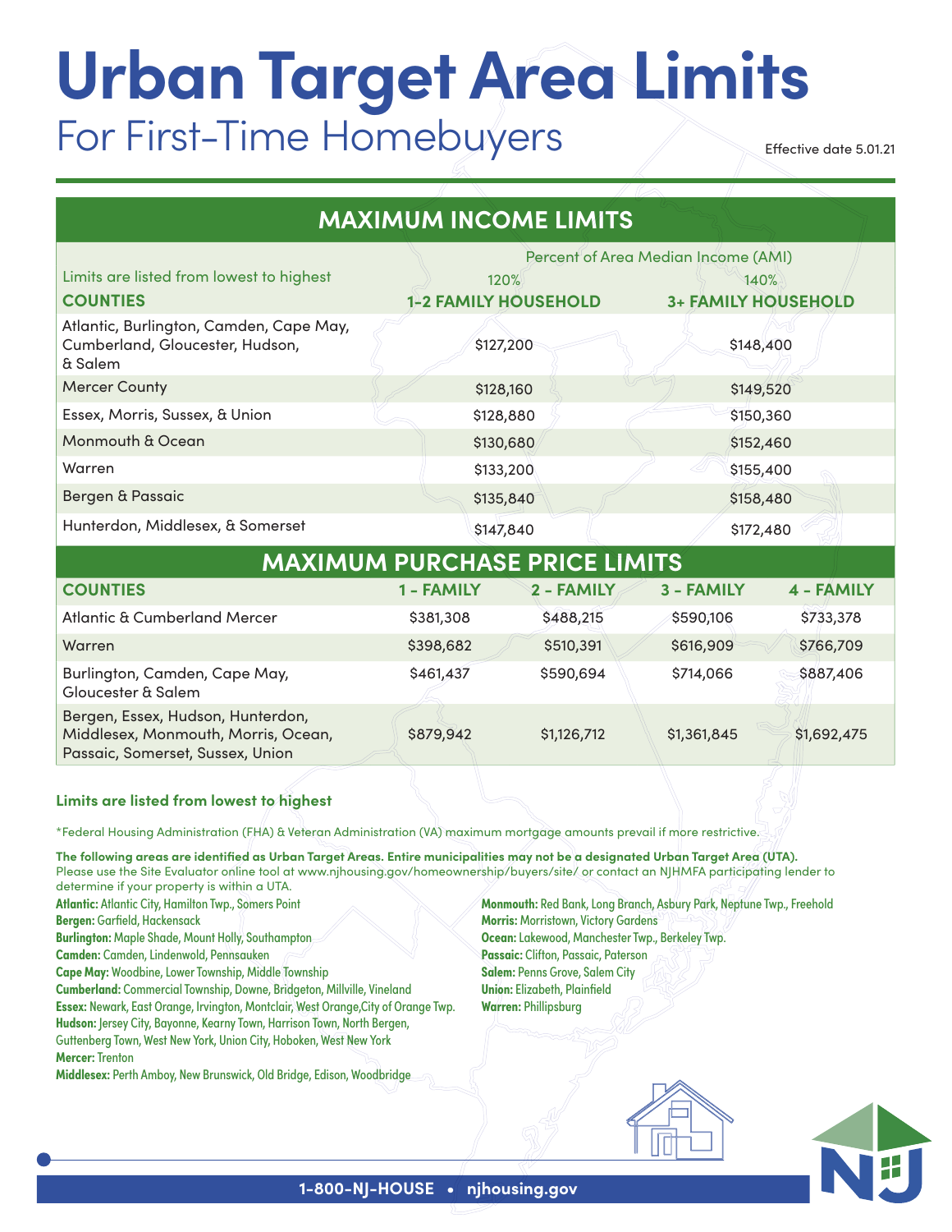# Urban Target Area Limits

## For First-Time Homebuyers

Effective date 5.01.21

## MAXIMUM INCOME LIMITS

| Limits are listed from lowest to highest | Percent of Area Median Income (AMI) | |
|---|---|---|
| | 120% | 140% |
| **COUNTIES** | **1-2 FAMILY HOUSEHOLD** | **3+ FAMILY HOUSEHOLD** |
| Atlantic, Burlington, Camden, Cape May, Cumberland, Gloucester, Hudson, & Salem | $127,200 | $148,400 |
| Mercer County | $128,160 | $149,520 |
| Essex, Morris, Sussex, & Union | $128,880 | $150,360 |
| Monmouth & Ocean | $130,680 | $152,460 |
| Warren | $133,200 | $155,400 |
| Bergen & Passaic | $135,840 | $158,480 |
| Hunterdon, Middlesex, & Somerset | $147,840 | $172,480 |

## MAXIMUM PURCHASE PRICE LIMITS

| COUNTIES | 1 - FAMILY | 2 - FAMILY | 3 - FAMILY | 4 - FAMILY |
|---|---|---|---|---|
| Atlantic & Cumberland Mercer | $381,308 | $488,215 | $590,106 | $733,378 |
| Warren | $398,682 | $510,391 | $616,909 | $766,709 |
| Burlington, Camden, Cape May, Gloucester & Salem | $461,437 | $590,694 | $714,066 | $887,406 |
| Bergen, Essex, Hudson, Hunterdon, Middlesex, Monmouth, Morris, Ocean, Passaic, Somerset, Sussex, Union | $879,942 | $1,126,712 | $1,361,845 | $1,692,475 |

**Limits are listed from lowest to highest**

*Federal Housing Administration (FHA) & Veteran Administration (VA) maximum mortgage amounts prevail if more restrictive.

**The following areas are identified as Urban Target Areas. Entire municipalities may not be a designated Urban Target Area (UTA).** Please use the Site Evaluator online tool at www.njhousing.gov/homeownership/buyers/site/ or contact an NJHMFA participating lender to determine if your property is within a UTA.

**Atlantic:** Atlantic City, Hamilton Twp., Somers Point
**Bergen:** Garfield, Hackensack
**Burlington:** Maple Shade, Mount Holly, Southampton
**Camden:** Camden, Lindenwold, Pennsauken
**Cape May:** Woodbine, Lower Township, Middle Township
**Cumberland:** Commercial Township, Downe, Bridgeton, Millville, Vineland
**Essex:** Newark, East Orange, Irvington, Montclair, West Orange,City of Orange Twp.
**Hudson:** Jersey City, Bayonne, Kearny Town, Harrison Town, North Bergen, Guttenberg Town, West New York, Union City, Hoboken, West New York
**Mercer:** Trenton
**Middlesex:** Perth Amboy, New Brunswick, Old Bridge, Edison, Woodbridge
**Monmouth:** Red Bank, Long Branch, Asbury Park, Neptune Twp., Freehold
**Morris:** Morristown, Victory Gardens
**Ocean:** Lakewood, Manchester Twp., Berkeley Twp.
**Passaic:** Clifton, Passaic, Paterson
**Salem:** Penns Grove, Salem City
**Union:** Elizabeth, Plainfield
**Warren:** Phillipsburg

1-800-NJ-HOUSE • njhousing.gov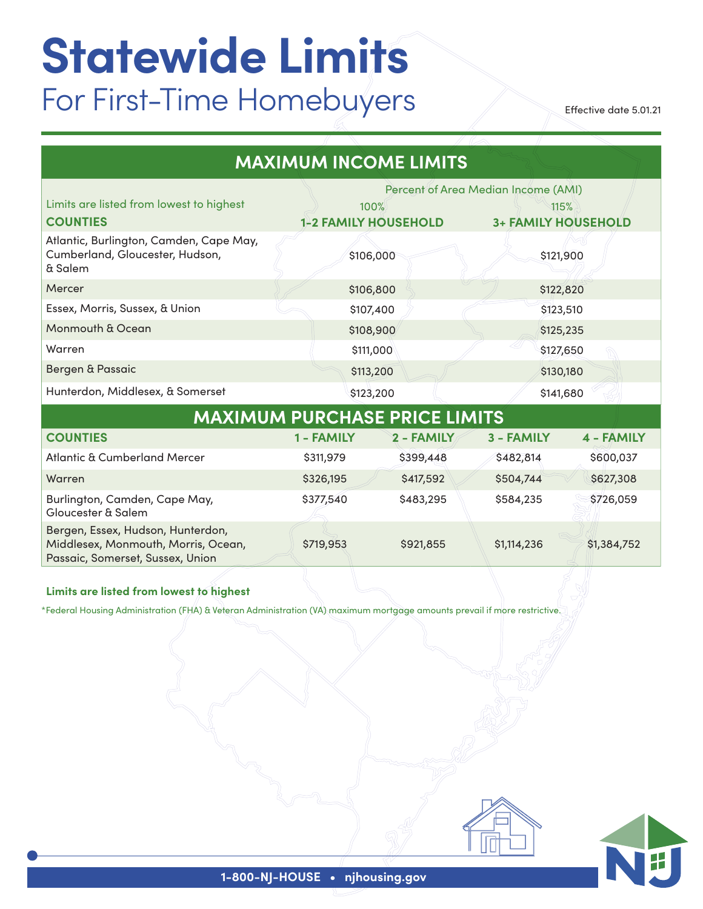# Statewide Limits

## For First-Time Homebuyers

Effective date 5.01.21

## MAXIMUM INCOME LIMITS

| Limits are listed from lowest to highest | Percent of Area Median Income (AMI) | |
|---|---|---|
| | 100% | 115% |
| **COUNTIES** | **1-2 FAMILY HOUSEHOLD** | **3+ FAMILY HOUSEHOLD** |
| Atlantic, Burlington, Camden, Cape May, Cumberland, Gloucester, Hudson, & Salem | $106,000 | $121,900 |
| Mercer | $106,800 | $122,820 |
| Essex, Morris, Sussex, & Union | $107,400 | $123,510 |
| Monmouth & Ocean | $108,900 | $125,235 |
| Warren | $111,000 | $127,650 |
| Bergen & Passaic | $113,200 | $130,180 |
| Hunterdon, Middlesex, & Somerset | $123,200 | $141,680 |

## MAXIMUM PURCHASE PRICE LIMITS

| COUNTIES | 1 - FAMILY | 2 - FAMILY | 3 - FAMILY | 4 - FAMILY |
|---|---|---|---|---|
| Atlantic & Cumberland Mercer | $311,979 | $399,448 | $482,814 | $600,037 |
| Warren | $326,195 | $417,592 | $504,744 | $627,308 |
| Burlington, Camden, Cape May, Gloucester & Salem | $377,540 | $483,295 | $584,235 | $726,059 |
| Bergen, Essex, Hudson, Hunterdon, Middlesex, Monmouth, Morris, Ocean, Passaic, Somerset, Sussex, Union | $719,953 | $921,855 | $1,114,236 | $1,384,752 |

**Limits are listed from lowest to highest**

*Federal Housing Administration (FHA) & Veteran Administration (VA) maximum mortgage amounts prevail if more restrictive.

1-800-NJ-HOUSE • njhousing.gov